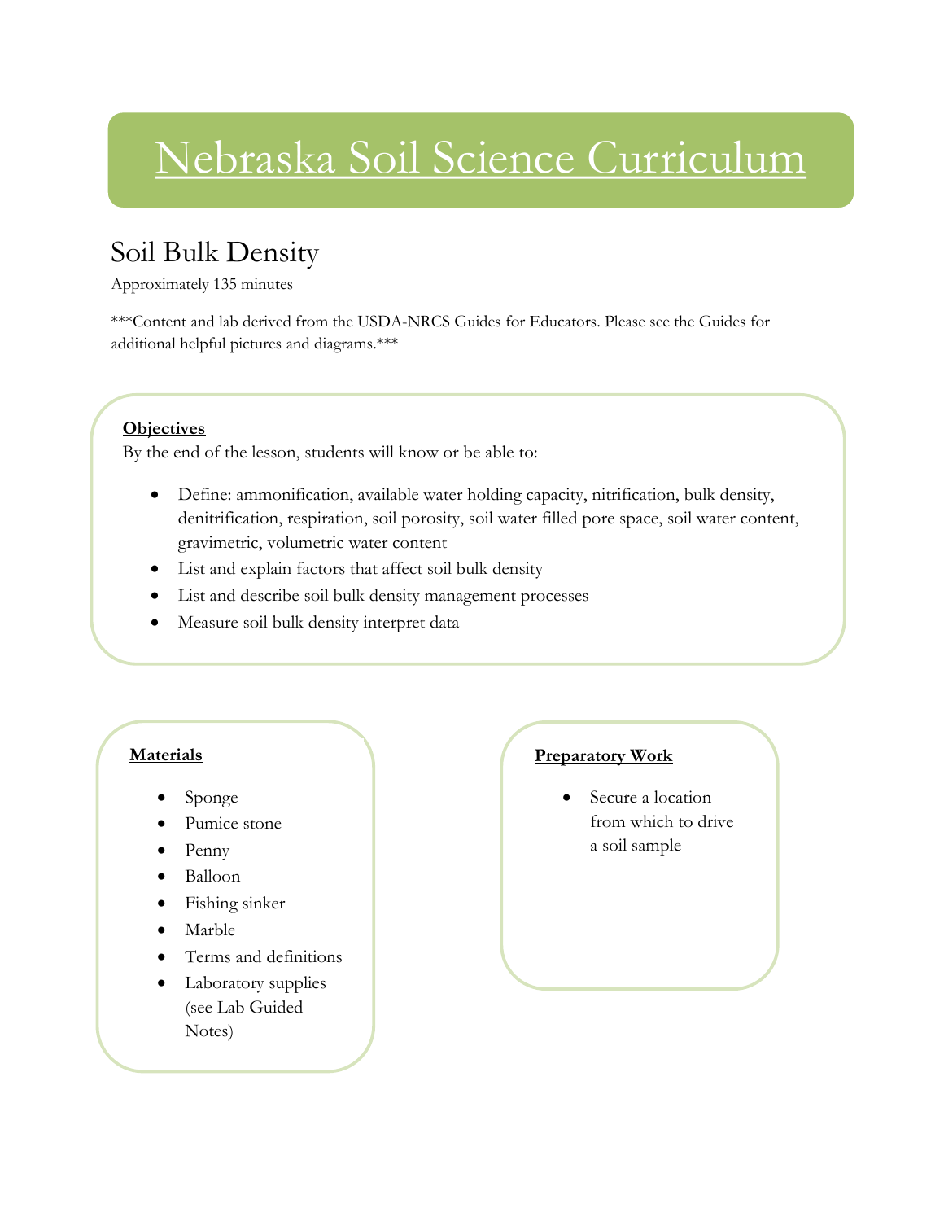# Nebraska Soil Science Curriculum

## Soil Bulk Density

Approximately 135 minutes

***Content and lab derived from the USDA-NRCS Guides for Educators. Please see the Guides for additional helpful pictures and diagrams.***

**Objectives**

By the end of the lesson, students will know or be able to:

- Define: ammonification, available water holding capacity, nitrification, bulk density, denitrification, respiration, soil porosity, soil water filled pore space, soil water content, gravimetric, volumetric water content
- List and explain factors that affect soil bulk density
- List and describe soil bulk density management processes
- Measure soil bulk density interpret data

**Materials**

- Sponge
- Pumice stone
- Penny
- Balloon
- Fishing sinker
- Marble
- Terms and definitions
- Laboratory supplies (see Lab Guided Notes)

**Preparatory Work**

- Secure a location from which to drive a soil sample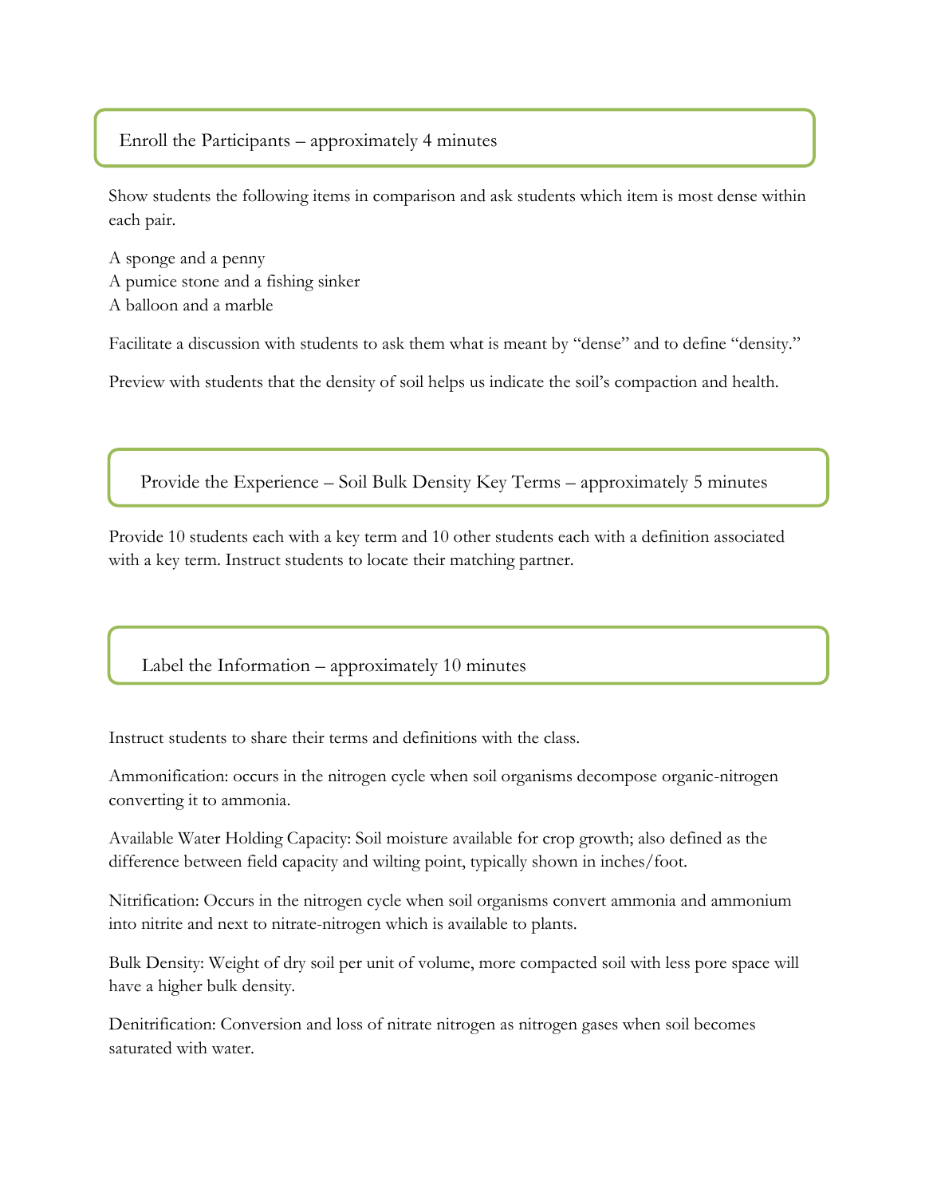## Enroll the Participants – approximately 4 minutes

Show students the following items in comparison and ask students which item is most dense within each pair.

A sponge and a penny
A pumice stone and a fishing sinker
A balloon and a marble

Facilitate a discussion with students to ask them what is meant by "dense" and to define "density."

Preview with students that the density of soil helps us indicate the soil's compaction and health.

## Provide the Experience – Soil Bulk Density Key Terms – approximately 5 minutes

Provide 10 students each with a key term and 10 other students each with a definition associated with a key term. Instruct students to locate their matching partner.

## Label the Information – approximately 10 minutes

Instruct students to share their terms and definitions with the class.

Ammonification: occurs in the nitrogen cycle when soil organisms decompose organic-nitrogen converting it to ammonia.

Available Water Holding Capacity: Soil moisture available for crop growth; also defined as the difference between field capacity and wilting point, typically shown in inches/foot.

Nitrification: Occurs in the nitrogen cycle when soil organisms convert ammonia and ammonium into nitrite and next to nitrate-nitrogen which is available to plants.

Bulk Density: Weight of dry soil per unit of volume, more compacted soil with less pore space will have a higher bulk density.

Denitrification: Conversion and loss of nitrate nitrogen as nitrogen gases when soil becomes saturated with water.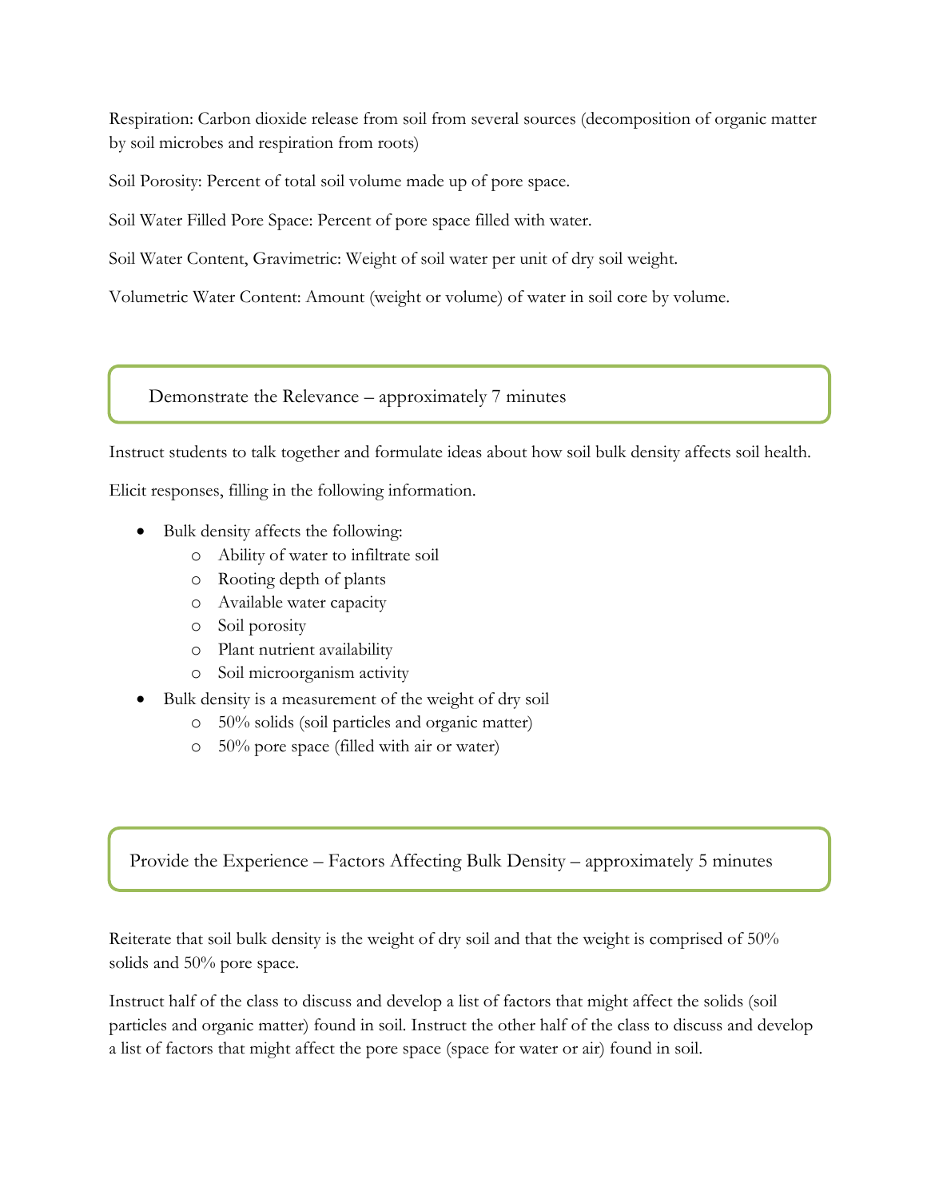Respiration: Carbon dioxide release from soil from several sources (decomposition of organic matter by soil microbes and respiration from roots)

Soil Porosity: Percent of total soil volume made up of pore space.

Soil Water Filled Pore Space: Percent of pore space filled with water.

Soil Water Content, Gravimetric: Weight of soil water per unit of dry soil weight.

Volumetric Water Content: Amount (weight or volume) of water in soil core by volume.

## Demonstrate the Relevance – approximately 7 minutes

Instruct students to talk together and formulate ideas about how soil bulk density affects soil health.

Elicit responses, filling in the following information.

- Bulk density affects the following:
  - Ability of water to infiltrate soil
  - Rooting depth of plants
  - Available water capacity
  - Soil porosity
  - Plant nutrient availability
  - Soil microorganism activity
- Bulk density is a measurement of the weight of dry soil
  - 50% solids (soil particles and organic matter)
  - 50% pore space (filled with air or water)

## Provide the Experience – Factors Affecting Bulk Density – approximately 5 minutes

Reiterate that soil bulk density is the weight of dry soil and that the weight is comprised of 50% solids and 50% pore space.

Instruct half of the class to discuss and develop a list of factors that might affect the solids (soil particles and organic matter) found in soil. Instruct the other half of the class to discuss and develop a list of factors that might affect the pore space (space for water or air) found in soil.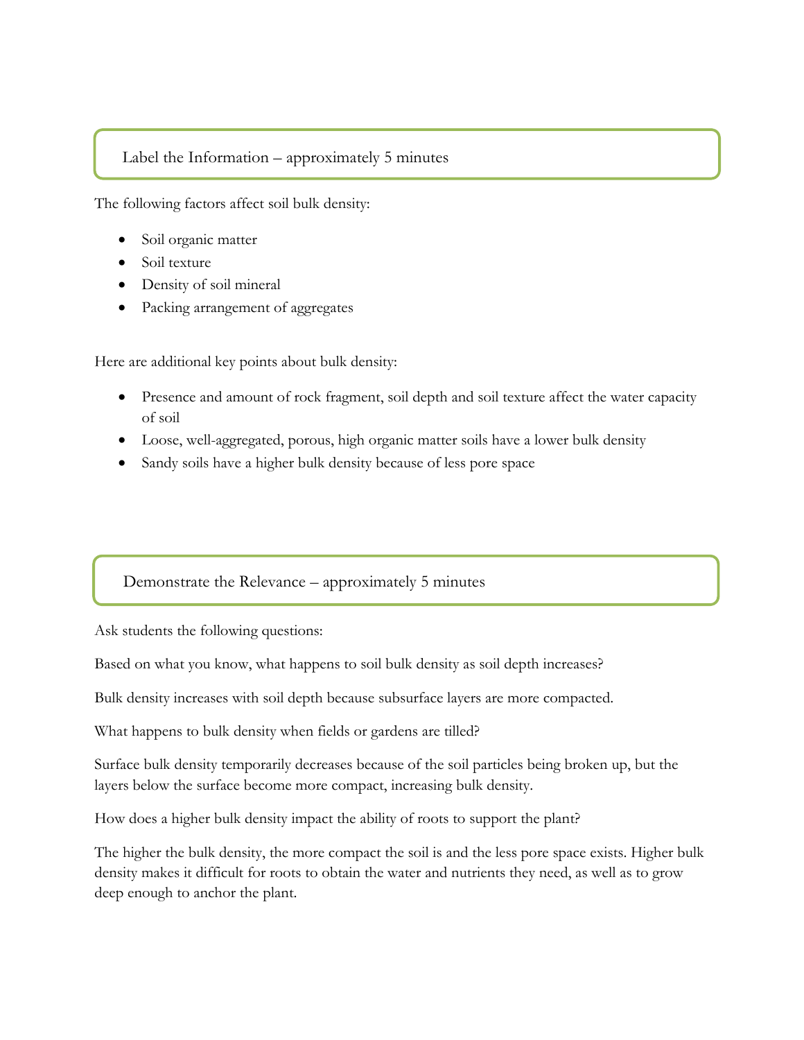## Label the Information – approximately 5 minutes

The following factors affect soil bulk density:

- Soil organic matter
- Soil texture
- Density of soil mineral
- Packing arrangement of aggregates

Here are additional key points about bulk density:

- Presence and amount of rock fragment, soil depth and soil texture affect the water capacity of soil
- Loose, well-aggregated, porous, high organic matter soils have a lower bulk density
- Sandy soils have a higher bulk density because of less pore space

## Demonstrate the Relevance – approximately 5 minutes

Ask students the following questions:

Based on what you know, what happens to soil bulk density as soil depth increases?

Bulk density increases with soil depth because subsurface layers are more compacted.

What happens to bulk density when fields or gardens are tilled?

Surface bulk density temporarily decreases because of the soil particles being broken up, but the layers below the surface become more compact, increasing bulk density.

How does a higher bulk density impact the ability of roots to support the plant?

The higher the bulk density, the more compact the soil is and the less pore space exists. Higher bulk density makes it difficult for roots to obtain the water and nutrients they need, as well as to grow deep enough to anchor the plant.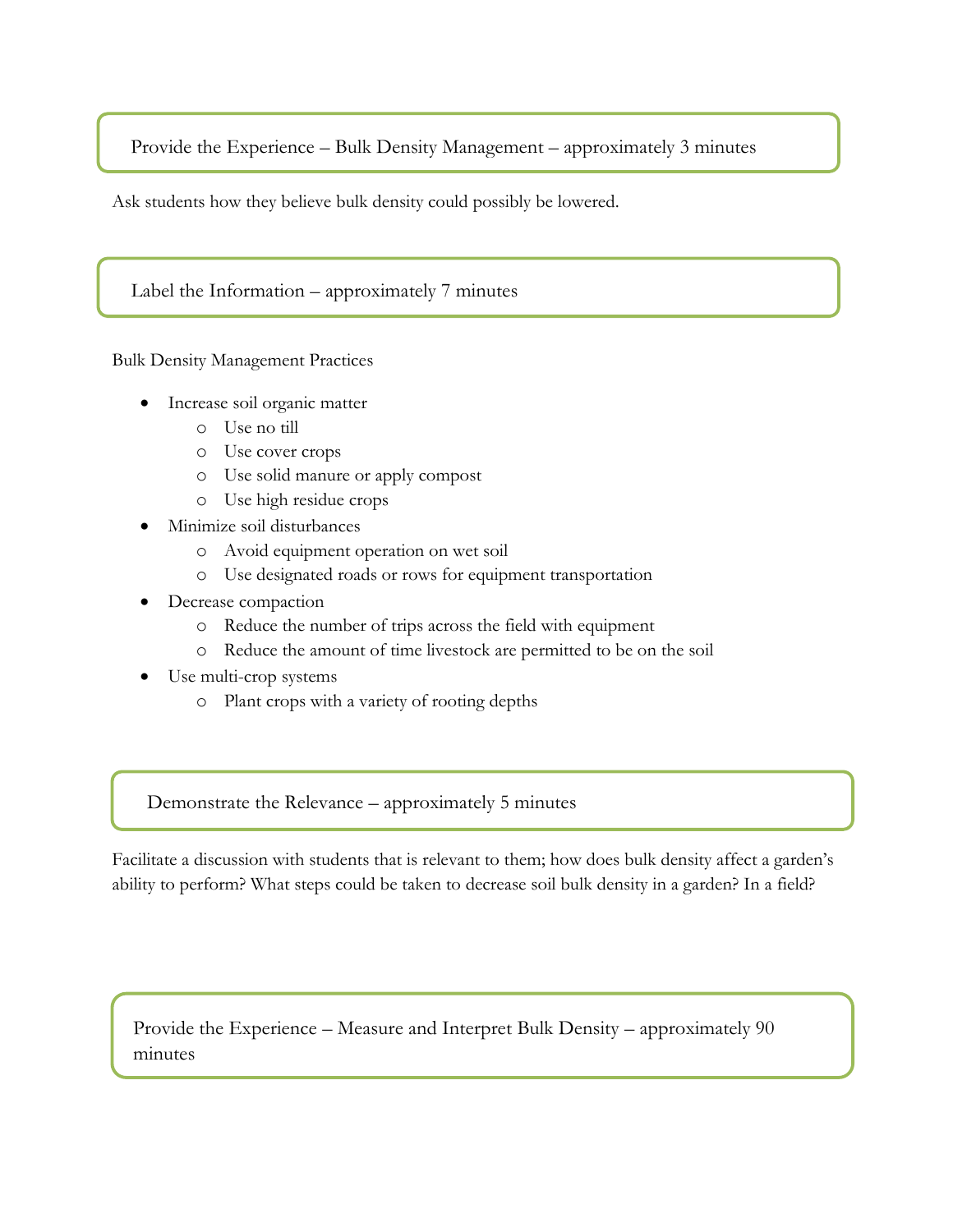## Provide the Experience – Bulk Density Management – approximately 3 minutes

Ask students how they believe bulk density could possibly be lowered.

## Label the Information – approximately 7 minutes

Bulk Density Management Practices

- Increase soil organic matter
  - Use no till
  - Use cover crops
  - Use solid manure or apply compost
  - Use high residue crops
- Minimize soil disturbances
  - Avoid equipment operation on wet soil
  - Use designated roads or rows for equipment transportation
- Decrease compaction
  - Reduce the number of trips across the field with equipment
  - Reduce the amount of time livestock are permitted to be on the soil
- Use multi-crop systems
  - Plant crops with a variety of rooting depths

## Demonstrate the Relevance – approximately 5 minutes

Facilitate a discussion with students that is relevant to them; how does bulk density affect a garden's ability to perform? What steps could be taken to decrease soil bulk density in a garden? In a field?

## Provide the Experience – Measure and Interpret Bulk Density – approximately 90 minutes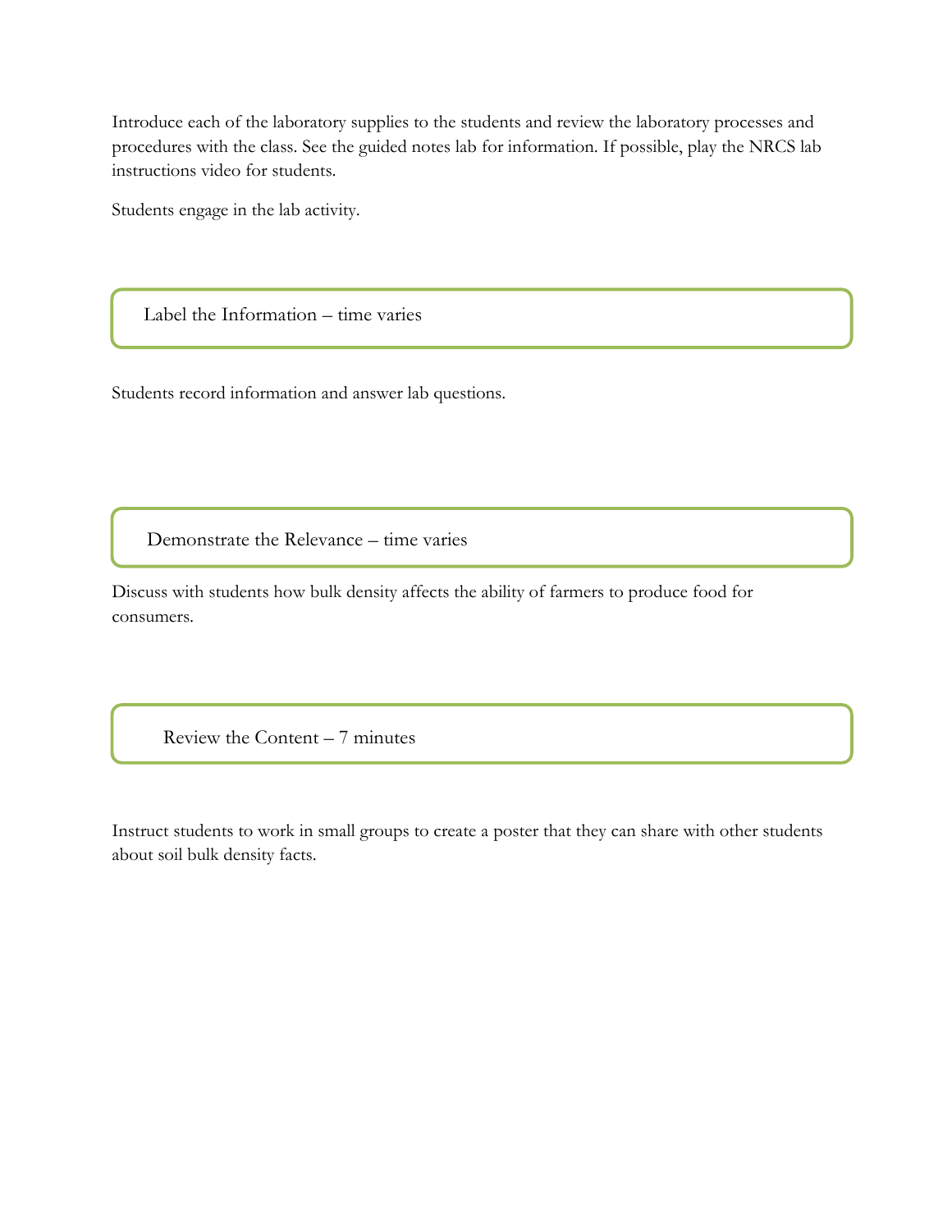Introduce each of the laboratory supplies to the students and review the laboratory processes and procedures with the class. See the guided notes lab for information. If possible, play the NRCS lab instructions video for students.

Students engage in the lab activity.

## Label the Information – time varies

Students record information and answer lab questions.

## Demonstrate the Relevance – time varies

Discuss with students how bulk density affects the ability of farmers to produce food for consumers.

## Review the Content – 7 minutes

Instruct students to work in small groups to create a poster that they can share with other students about soil bulk density facts.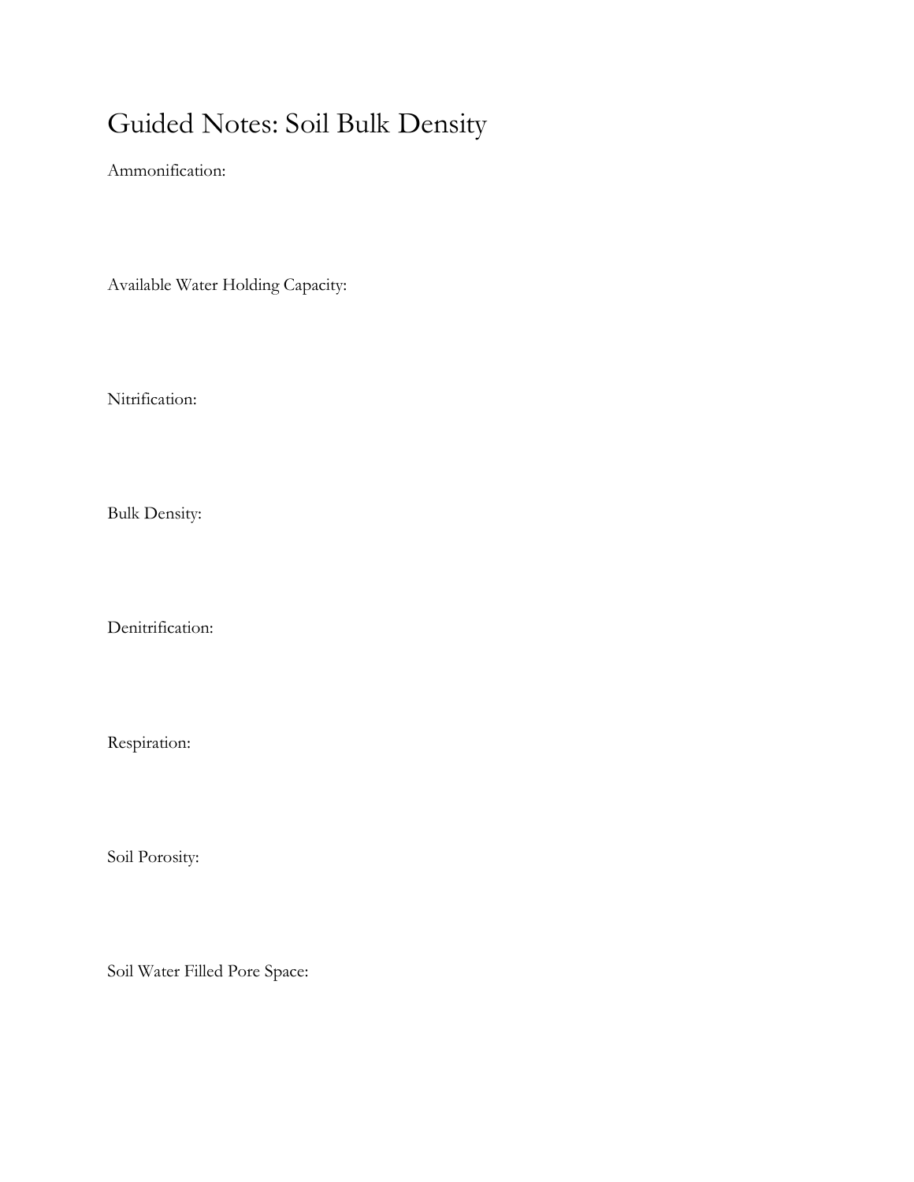# Guided Notes: Soil Bulk Density

Ammonification:

Available Water Holding Capacity:

Nitrification:

Bulk Density:

Denitrification:

Respiration:

Soil Porosity:

Soil Water Filled Pore Space: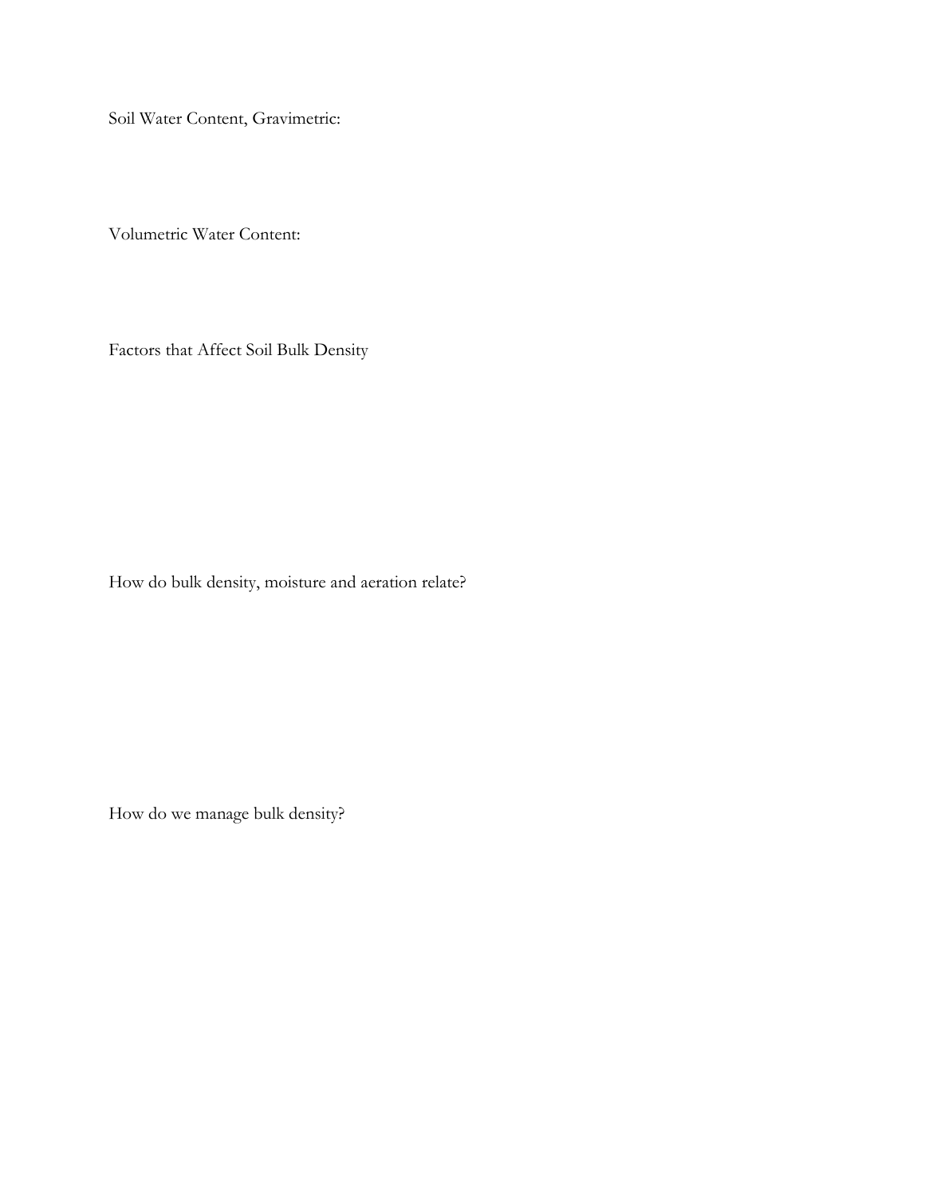Soil Water Content, Gravimetric:

Volumetric Water Content:

Factors that Affect Soil Bulk Density

How do bulk density, moisture and aeration relate?

How do we manage bulk density?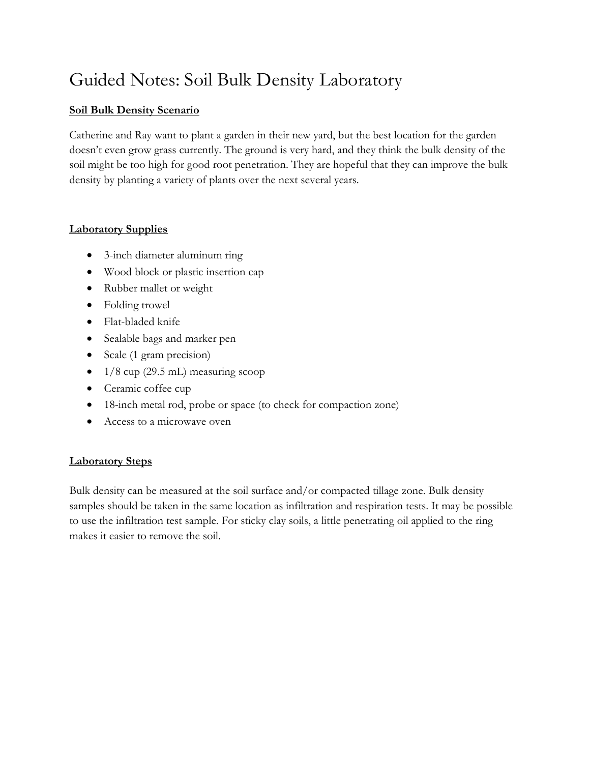# Guided Notes: Soil Bulk Density Laboratory

**Soil Bulk Density Scenario**

Catherine and Ray want to plant a garden in their new yard, but the best location for the garden doesn't even grow grass currently. The ground is very hard, and they think the bulk density of the soil might be too high for good root penetration. They are hopeful that they can improve the bulk density by planting a variety of plants over the next several years.

**Laboratory Supplies**

- 3-inch diameter aluminum ring
- Wood block or plastic insertion cap
- Rubber mallet or weight
- Folding trowel
- Flat-bladed knife
- Sealable bags and marker pen
- Scale (1 gram precision)
- 1/8 cup (29.5 mL) measuring scoop
- Ceramic coffee cup
- 18-inch metal rod, probe or space (to check for compaction zone)
- Access to a microwave oven

**Laboratory Steps**

Bulk density can be measured at the soil surface and/or compacted tillage zone. Bulk density samples should be taken in the same location as infiltration and respiration tests. It may be possible to use the infiltration test sample. For sticky clay soils, a little penetrating oil applied to the ring makes it easier to remove the soil.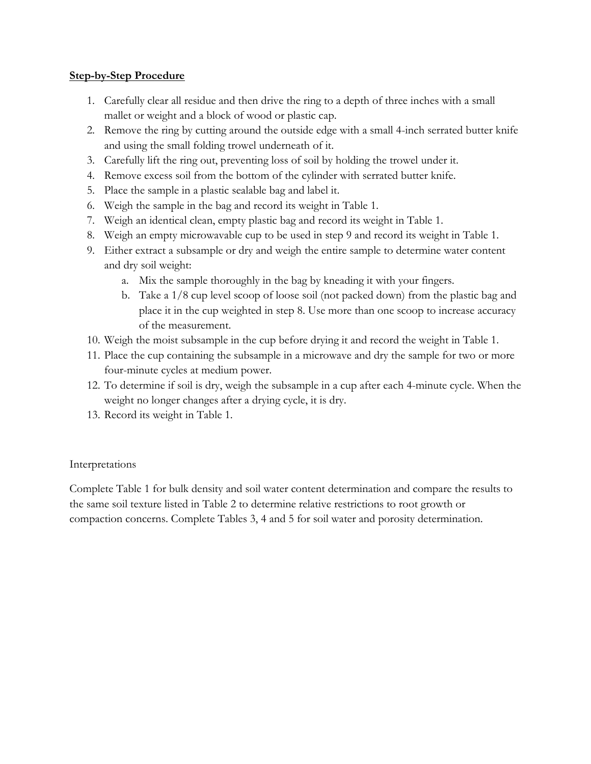**Step-by-Step Procedure**

1. Carefully clear all residue and then drive the ring to a depth of three inches with a small mallet or weight and a block of wood or plastic cap.
2. Remove the ring by cutting around the outside edge with a small 4-inch serrated butter knife and using the small folding trowel underneath of it.
3. Carefully lift the ring out, preventing loss of soil by holding the trowel under it.
4. Remove excess soil from the bottom of the cylinder with serrated butter knife.
5. Place the sample in a plastic sealable bag and label it.
6. Weigh the sample in the bag and record its weight in Table 1.
7. Weigh an identical clean, empty plastic bag and record its weight in Table 1.
8. Weigh an empty microwavable cup to be used in step 9 and record its weight in Table 1.
9. Either extract a subsample or dry and weigh the entire sample to determine water content and dry soil weight:
    a. Mix the sample thoroughly in the bag by kneading it with your fingers.
    b. Take a 1/8 cup level scoop of loose soil (not packed down) from the plastic bag and place it in the cup weighted in step 8. Use more than one scoop to increase accuracy of the measurement.
10. Weigh the moist subsample in the cup before drying it and record the weight in Table 1.
11. Place the cup containing the subsample in a microwave and dry the sample for two or more four-minute cycles at medium power.
12. To determine if soil is dry, weigh the subsample in a cup after each 4-minute cycle. When the weight no longer changes after a drying cycle, it is dry.
13. Record its weight in Table 1.

Interpretations

Complete Table 1 for bulk density and soil water content determination and compare the results to the same soil texture listed in Table 2 to determine relative restrictions to root growth or compaction concerns. Complete Tables 3, 4 and 5 for soil water and porosity determination.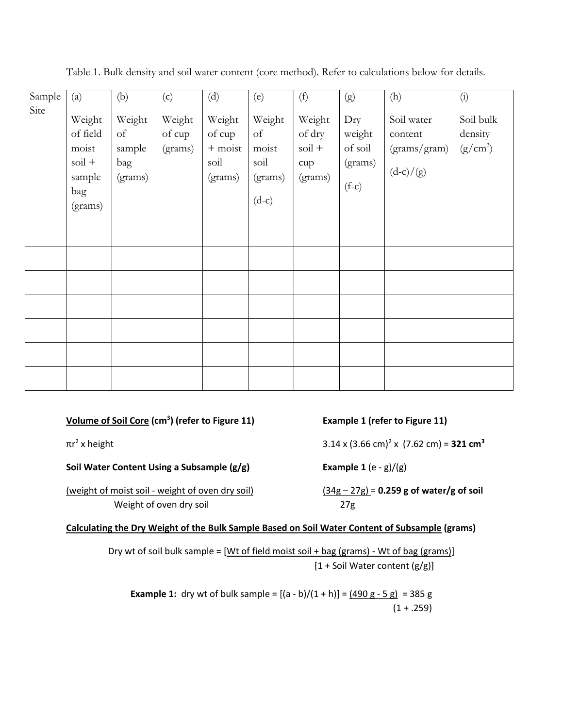Table 1. Bulk density and soil water content (core method). Refer to calculations below for details.

| Sample Site | (a) Weight of field moist soil + sample bag (grams) | (b) Weight of sample bag (grams) | (c) Weight of cup (grams) | (d) Weight of cup + moist soil (grams) | (e) Weight of moist soil (grams) (d-c) | (f) Weight of dry soil + cup (grams) | (g) Dry weight of soil (grams) (f-c) | (h) Soil water content (grams/gram) (d-c)/(g) | (i) Soil bulk density ($g/cm^3$) |
|---|---|---|---|---|---|---|---|---|---|
| | | | | | | | | | |
| | | | | | | | | | |
| | | | | | | | | | |
| | | | | | | | | | |
| | | | | | | | | | |
| | | | | | | | | | |
| | | | | | | | | | |

**Volume of Soil Core ($cm^3$) (refer to Figure 11)**

$\pi r^2$ x height

**Example 1 (refer to Figure 11)**

$3.14 \times (3.66 \text{ cm})^2 \times (7.62 \text{ cm}) = \mathbf{321 \text{ cm}^3}$

**Soil Water Content Using a Subsample (g/g)**

$$\frac{\text{(weight of moist soil - weight of oven dry soil)}}{\text{Weight of oven dry soil}}$$

**Example 1** (e - g)/(g)

$$\frac{(34\text{g} - 27\text{g})}{27\text{g}} = \mathbf{0.259 \text{ g of water/g of soil}}$$

**Calculating the Dry Weight of the Bulk Sample Based on Soil Water Content of Subsample (grams)**

$$\text{Dry wt of soil bulk sample} = \frac{[\text{Wt of field moist soil + bag (grams) - Wt of bag (grams)}]}{[1 + \text{Soil Water content (g/g)}]}$$

**Example 1:** dry wt of bulk sample = $[(a - b)/(1 + h)] = \frac{(490 \text{ g} - 5 \text{ g})}{(1 + .259)} = 385 \text{ g}$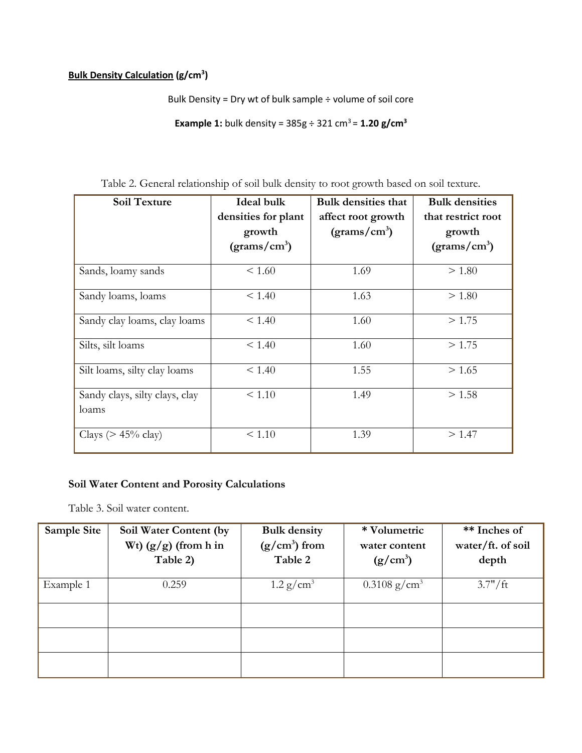**Bulk Density Calculation** **($g/cm^3$)**

Bulk Density = Dry wt of bulk sample ÷ volume of soil core

**Example 1:** bulk density = 385g ÷ 321 $cm^3$ = **1.20 $g/cm^3$**

Table 2. General relationship of soil bulk density to root growth based on soil texture.

| Soil Texture | Ideal bulk densities for plant growth ($grams/cm^3$) | Bulk densities that affect root growth ($grams/cm^3$) | Bulk densities that restrict root growth ($grams/cm^3$) |
|---|---|---|---|
| Sands, loamy sands | < 1.60 | 1.69 | > 1.80 |
| Sandy loams, loams | < 1.40 | 1.63 | > 1.80 |
| Sandy clay loams, clay loams | < 1.40 | 1.60 | > 1.75 |
| Silts, silt loams | < 1.40 | 1.60 | > 1.75 |
| Silt loams, silty clay loams | < 1.40 | 1.55 | > 1.65 |
| Sandy clays, silty clays, clay loams | < 1.10 | 1.49 | > 1.58 |
| Clays (> 45% clay) | < 1.10 | 1.39 | > 1.47 |

**Soil Water Content and Porosity Calculations**

Table 3. Soil water content.

| Sample Site | Soil Water Content (by Wt) (g/g) (from h in Table 2) | Bulk density ($g/cm^3$) from Table 2 | * Volumetric water content ($g/cm^3$) | ** Inches of water/ft. of soil depth |
|---|---|---|---|---|
| Example 1 | 0.259 | 1.2 $g/cm^3$ | 0.3108 $g/cm^3$ | 3.7"/ft |
| | | | | |
| | | | | |
| | | | | |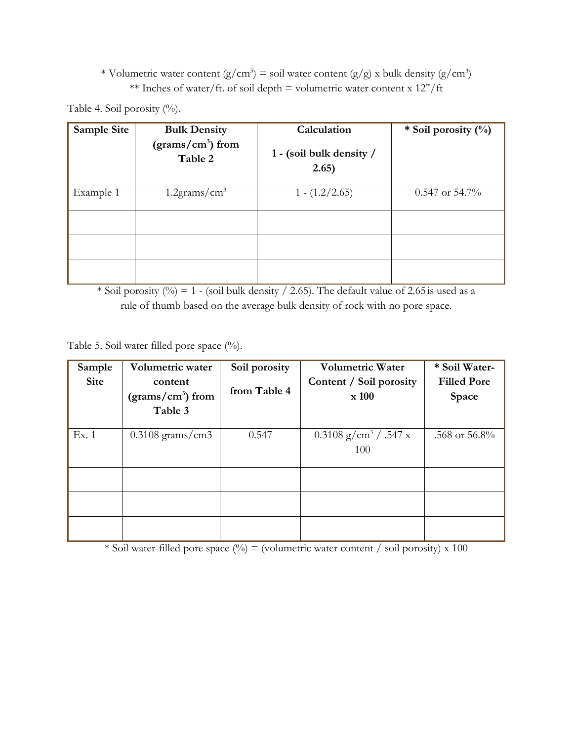* Volumetric water content ($g/cm^3$) = soil water content (g/g) x bulk density ($g/cm^3$)
** Inches of water/ft. of soil depth = volumetric water content x 12"/ft

Table 4. Soil porosity (%).

| Sample Site | Bulk Density ($grams/cm^3$) from Table 2 | Calculation<br>1 - (soil bulk density / 2.65) | * Soil porosity (%) |
|---|---|---|---|
| Example 1 | $1.2 grams/cm^3$ | 1 - (1.2/2.65) | 0.547 or 54.7% |
| | | | |
| | | | |
| | | | |

* Soil porosity (%) = 1 - (soil bulk density / 2.65). The default value of 2.65 is used as a rule of thumb based on the average bulk density of rock with no pore space.

Table 5. Soil water filled pore space (%).

| Sample Site | Volumetric water content ($grams/cm^3$) from Table 3 | Soil porosity from Table 4 | Volumetric Water Content / Soil porosity x 100 | * Soil Water-Filled Pore Space |
|---|---|---|---|---|
| Ex. 1 | 0.3108 grams/cm3 | 0.547 | $0.3108 g/cm^3$ / .547 x 100 | .568 or 56.8% |
| | | | | |
| | | | | |
| | | | | |

* Soil water-filled pore space (%) = (volumetric water content / soil porosity) x 100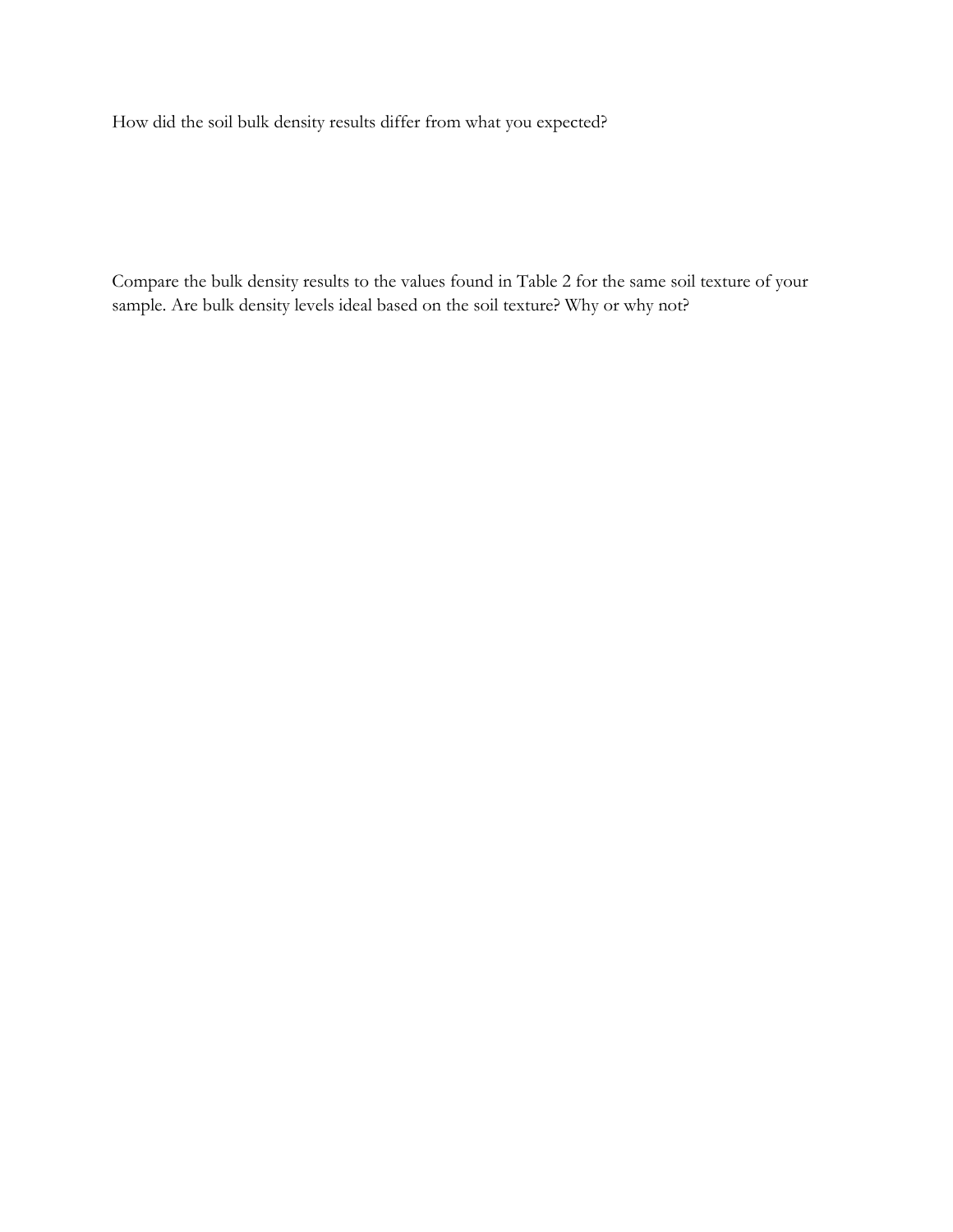How did the soil bulk density results differ from what you expected?

Compare the bulk density results to the values found in Table 2 for the same soil texture of your sample. Are bulk density levels ideal based on the soil texture? Why or why not?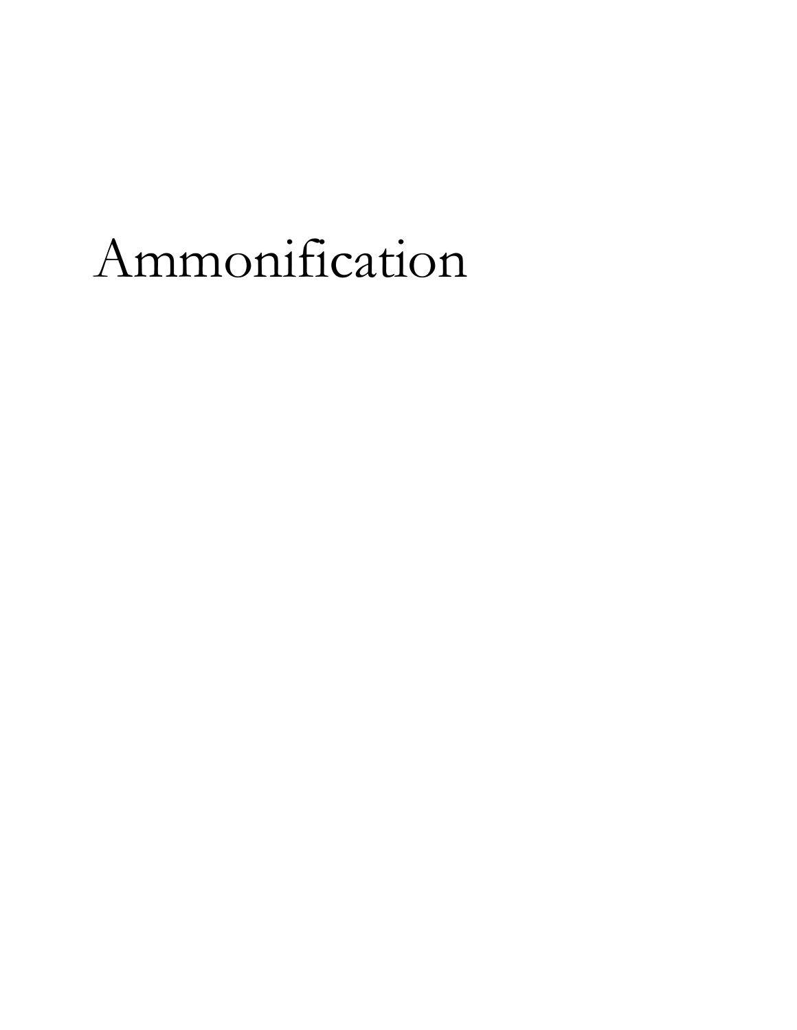# Ammonification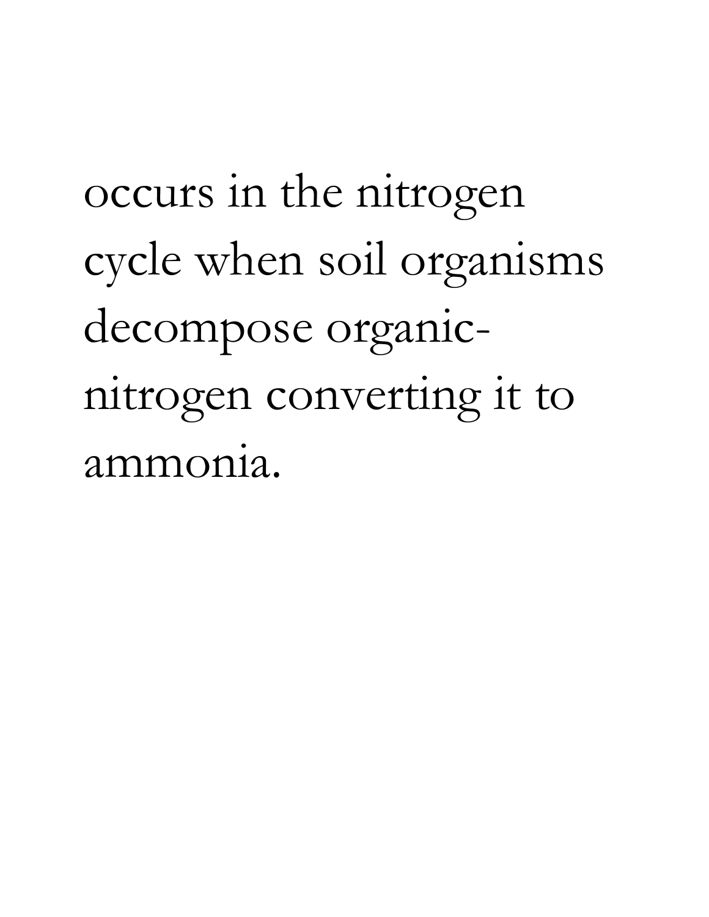occurs in the nitrogen cycle when soil organisms decompose organic-nitrogen converting it to ammonia.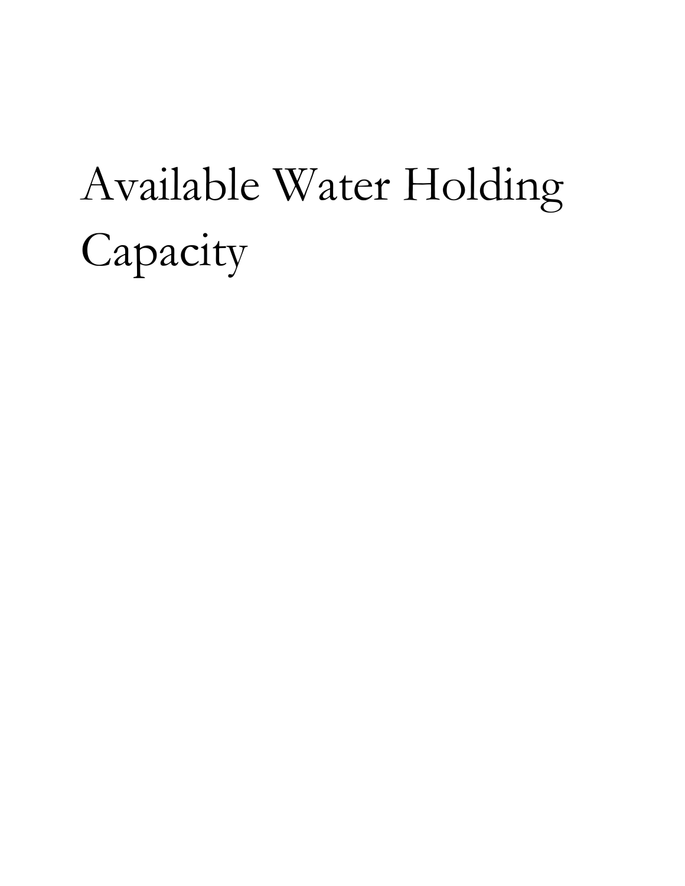# Available Water Holding Capacity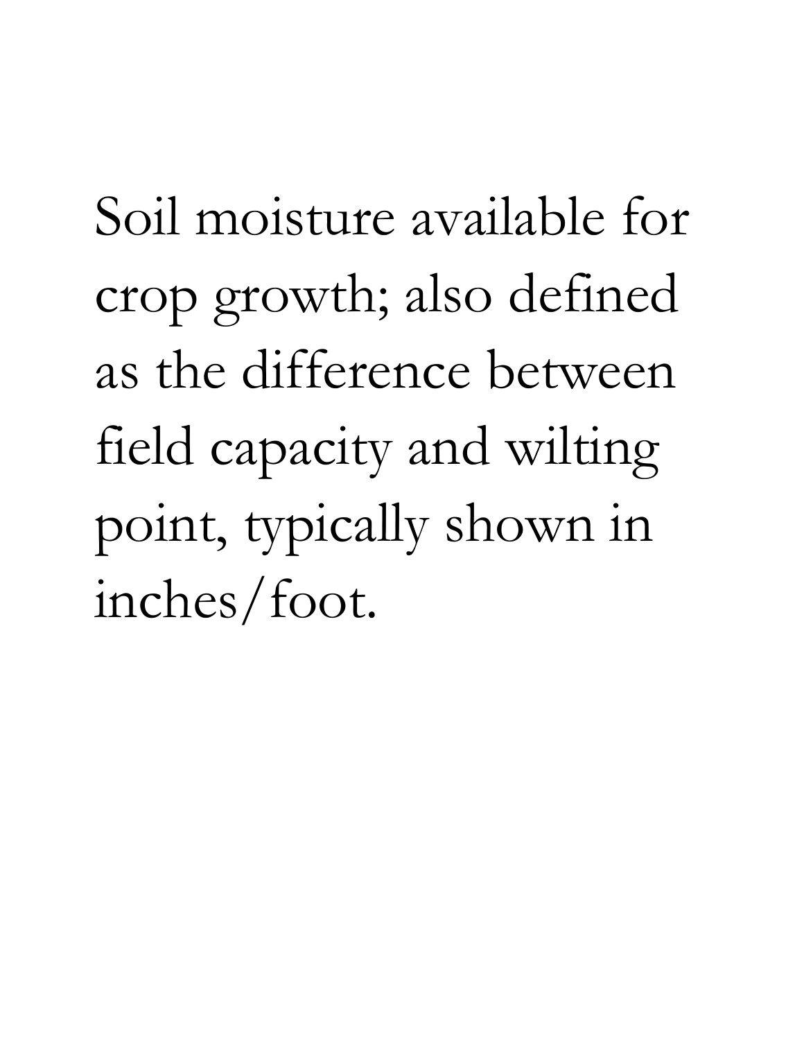Soil moisture available for crop growth; also defined as the difference between field capacity and wilting point, typically shown in inches/foot.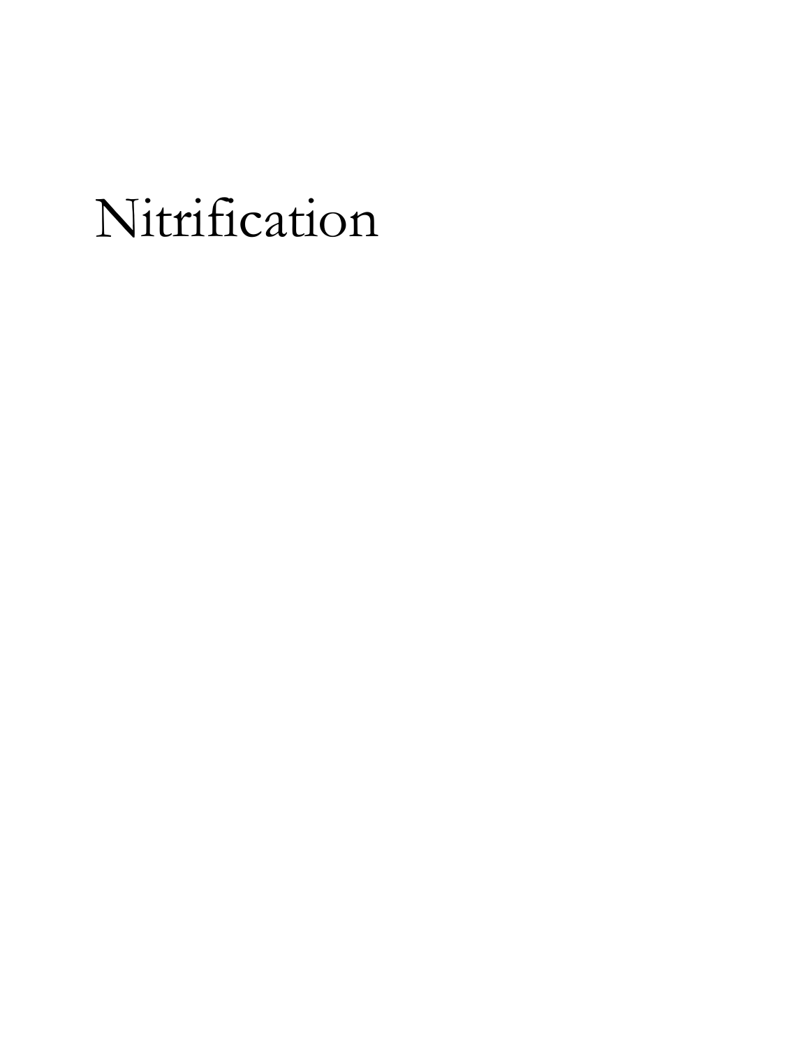# Nitrification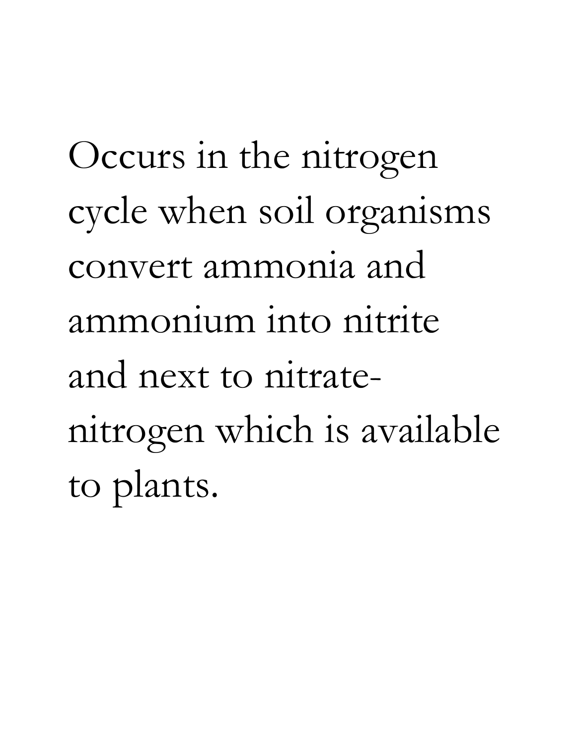Occurs in the nitrogen cycle when soil organisms convert ammonia and ammonium into nitrite and next to nitrate-nitrogen which is available to plants.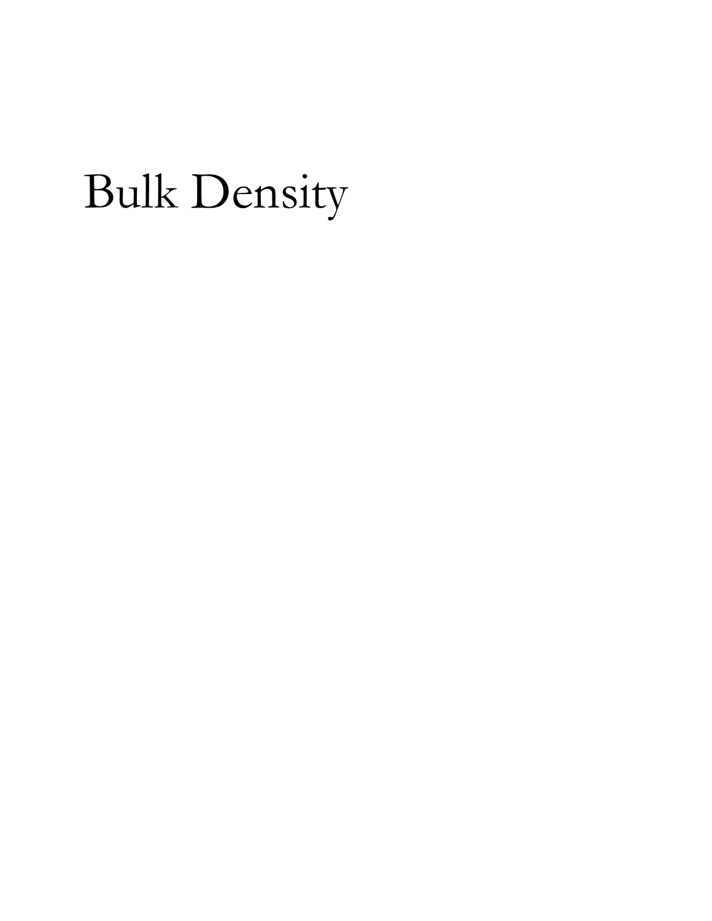# Bulk Density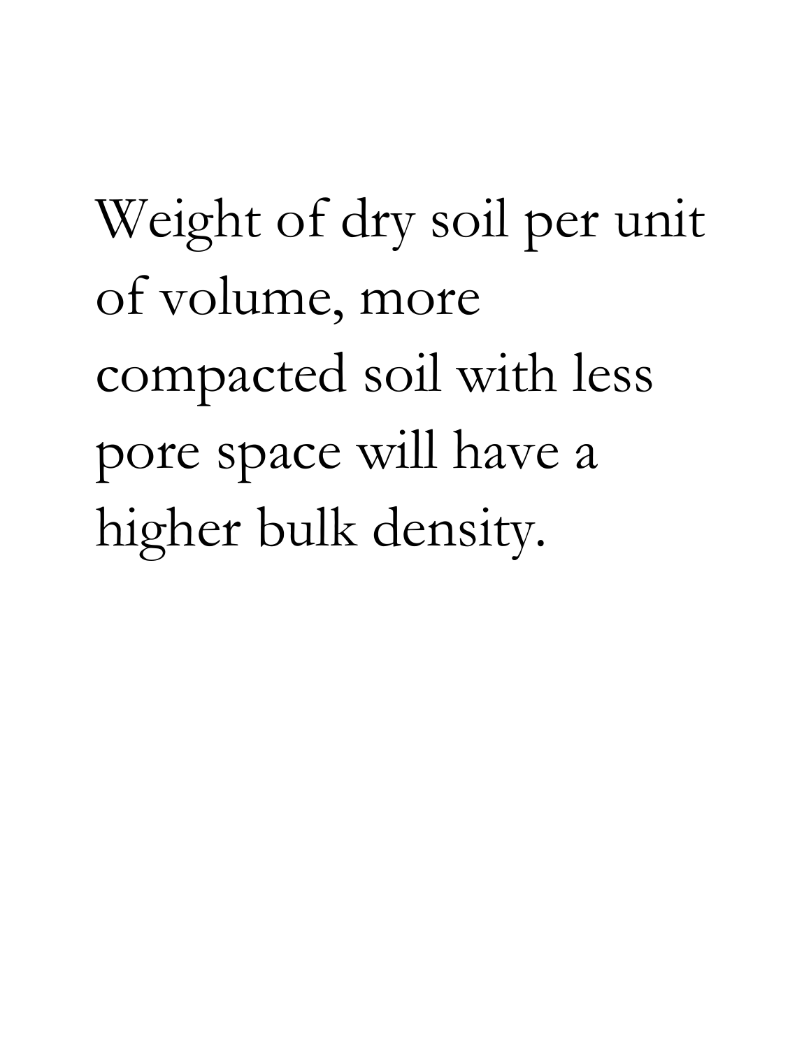Weight of dry soil per unit of volume, more compacted soil with less pore space will have a higher bulk density.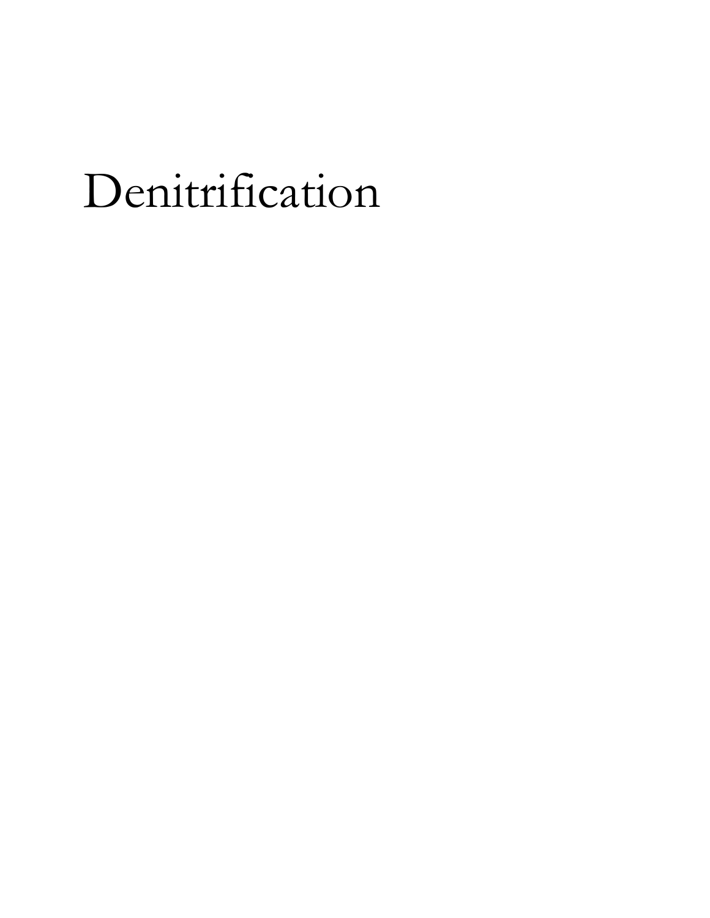# Denitrification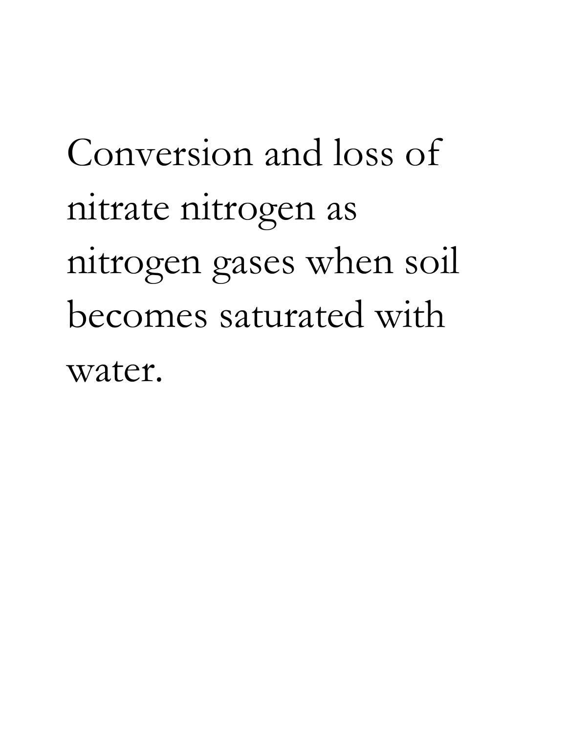Conversion and loss of nitrate nitrogen as nitrogen gases when soil becomes saturated with water.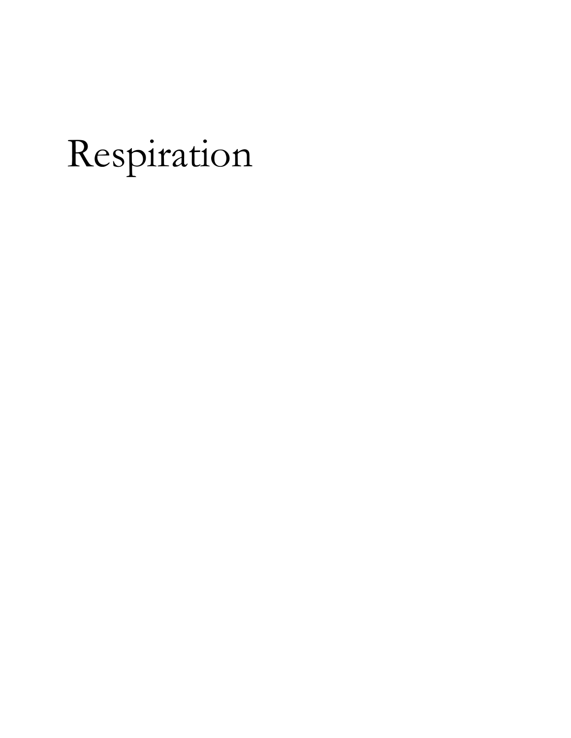# Respiration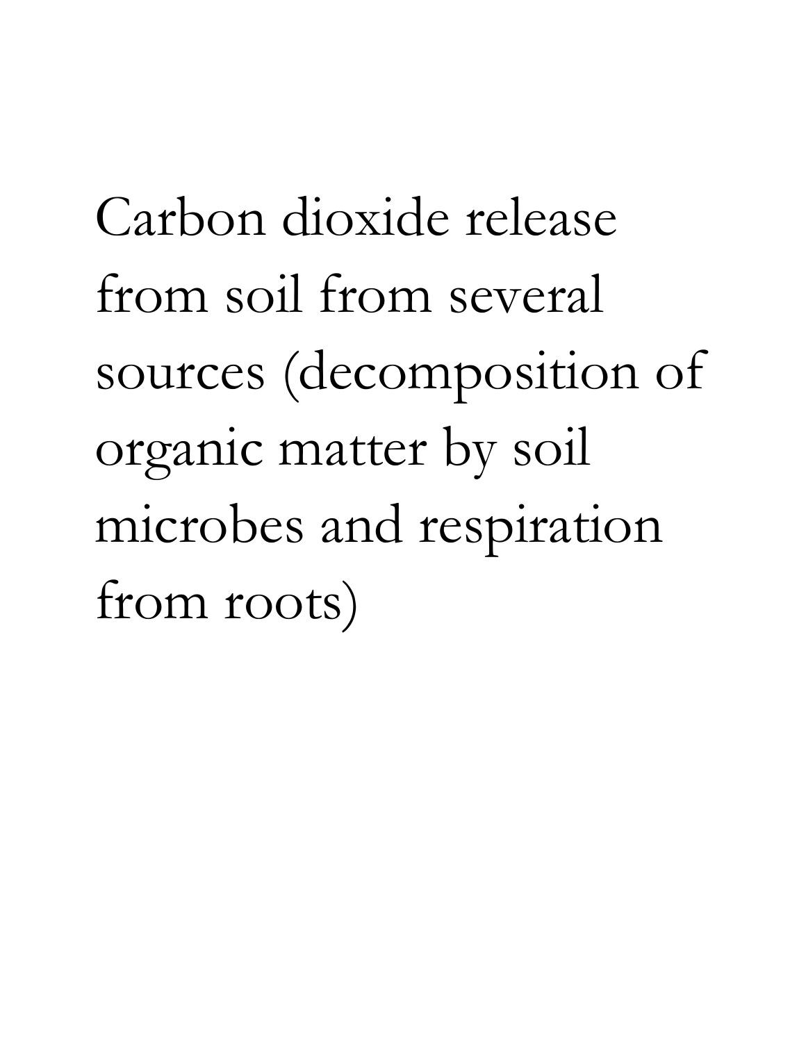Carbon dioxide release from soil from several sources (decomposition of organic matter by soil microbes and respiration from roots)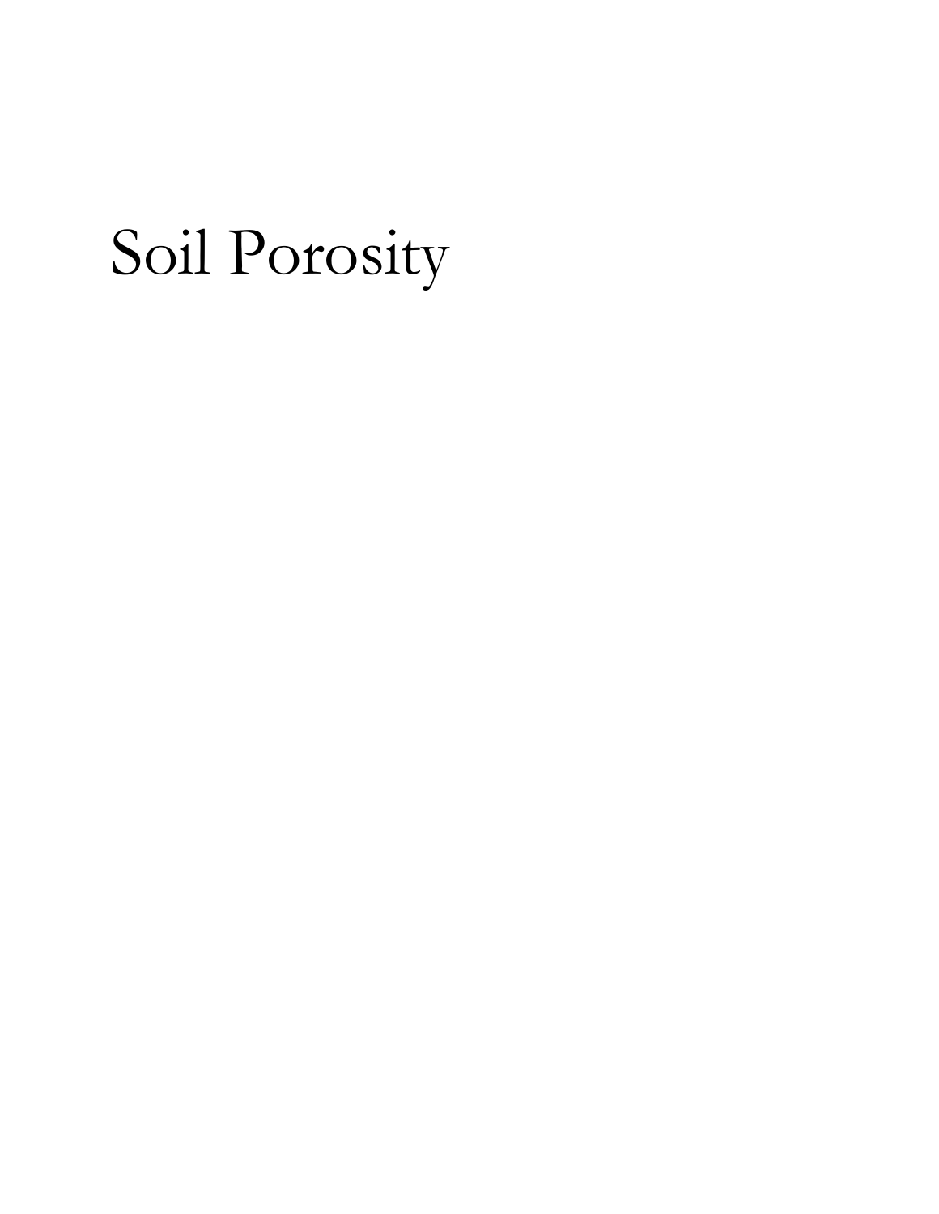# Soil Porosity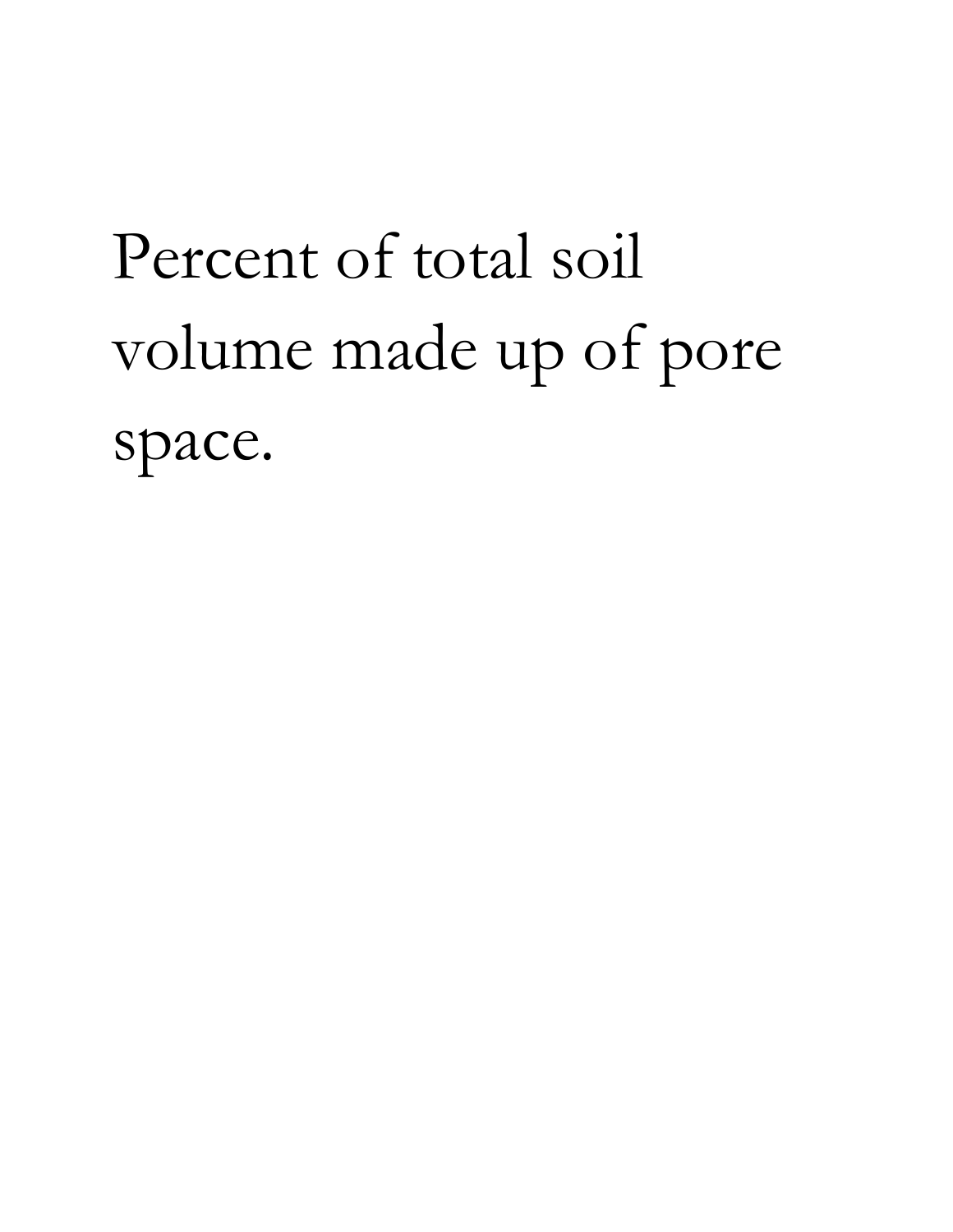Percent of total soil volume made up of pore space.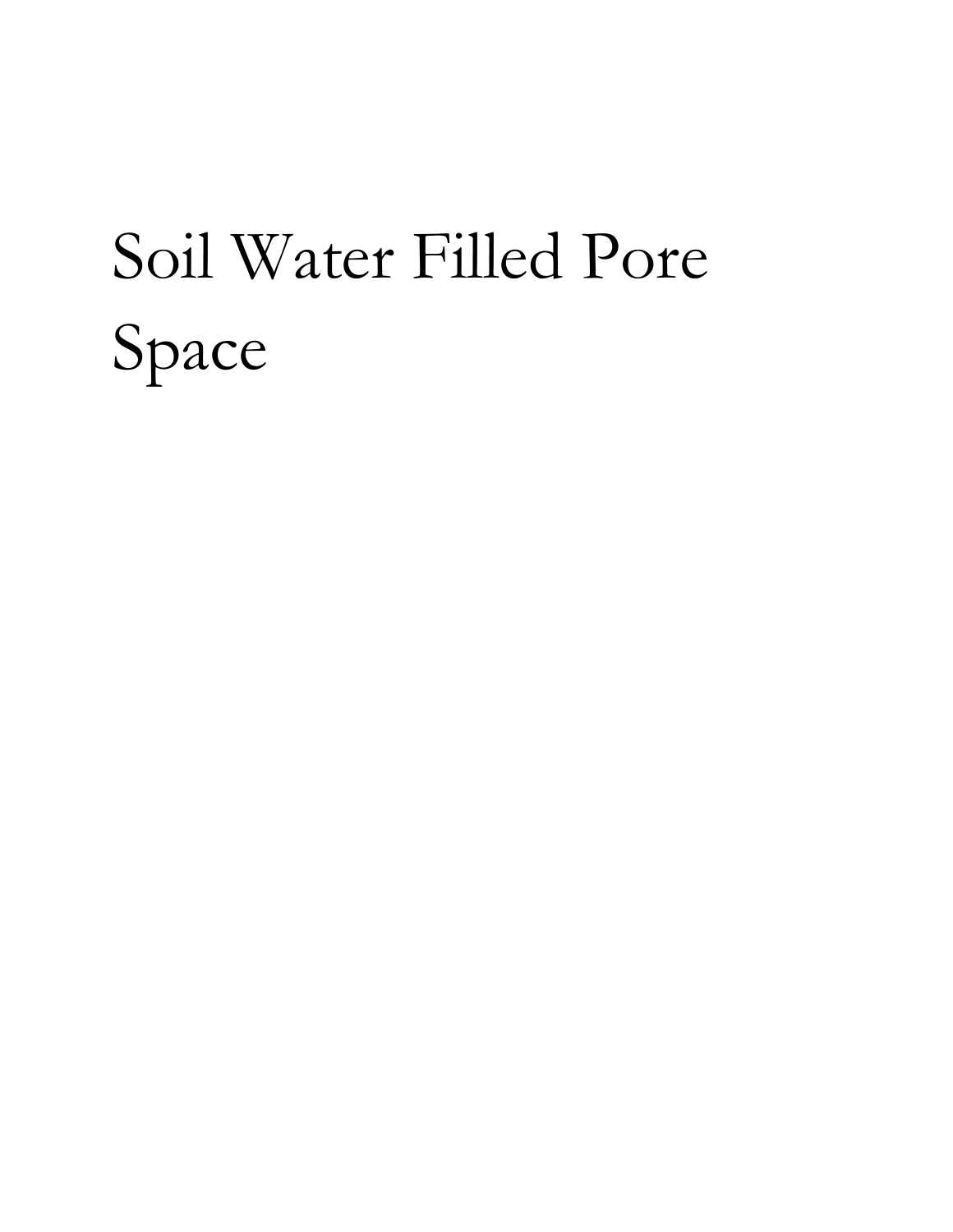# Soil Water Filled Pore Space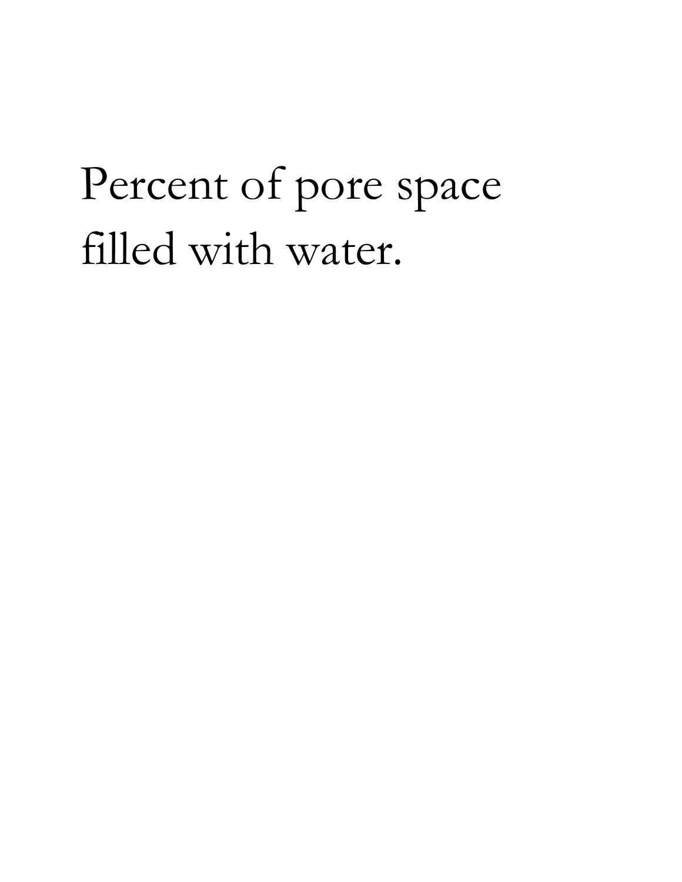Percent of pore space filled with water.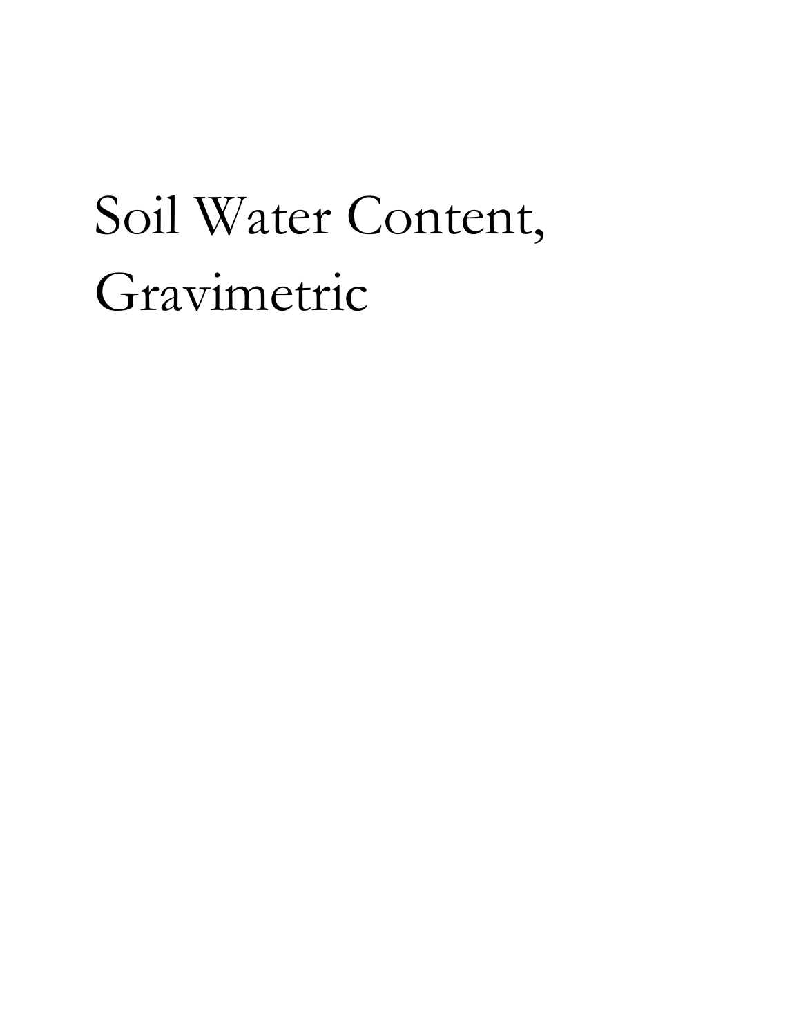# Soil Water Content, Gravimetric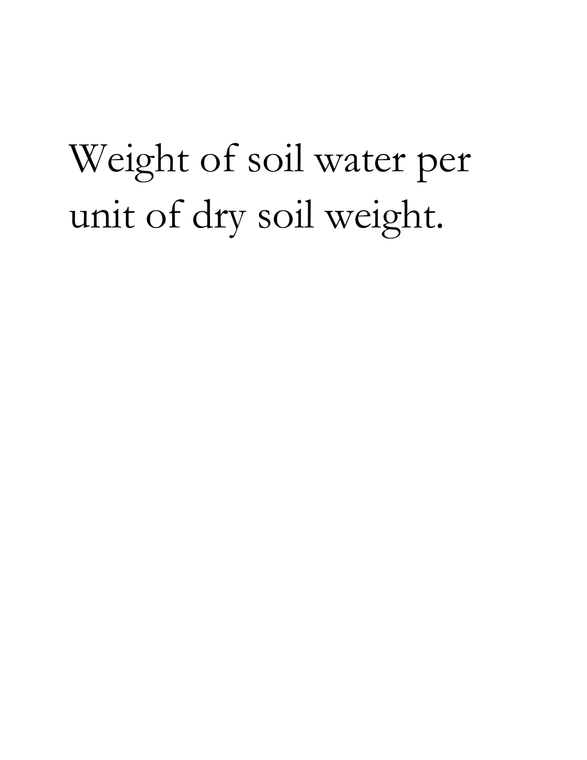Weight of soil water per unit of dry soil weight.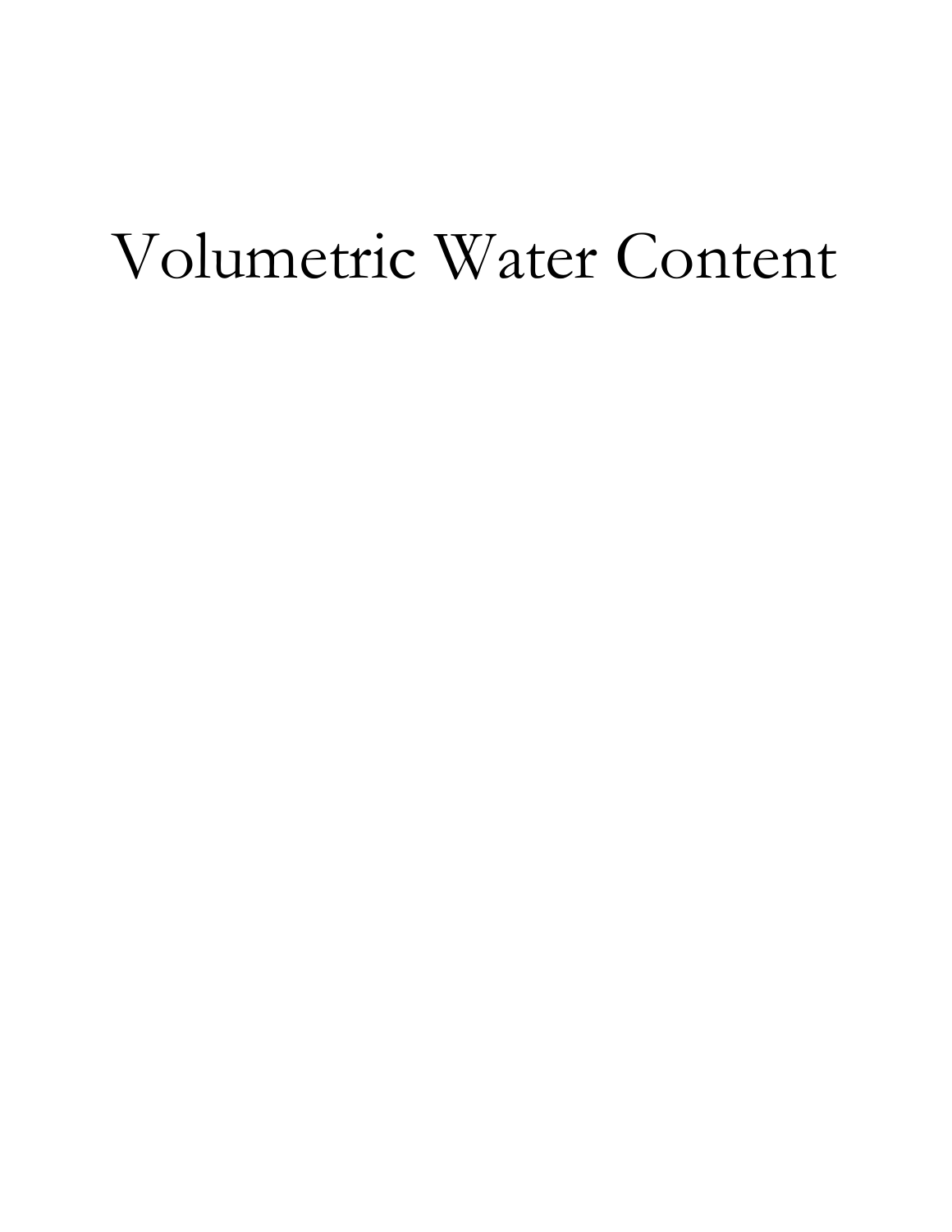# Volumetric Water Content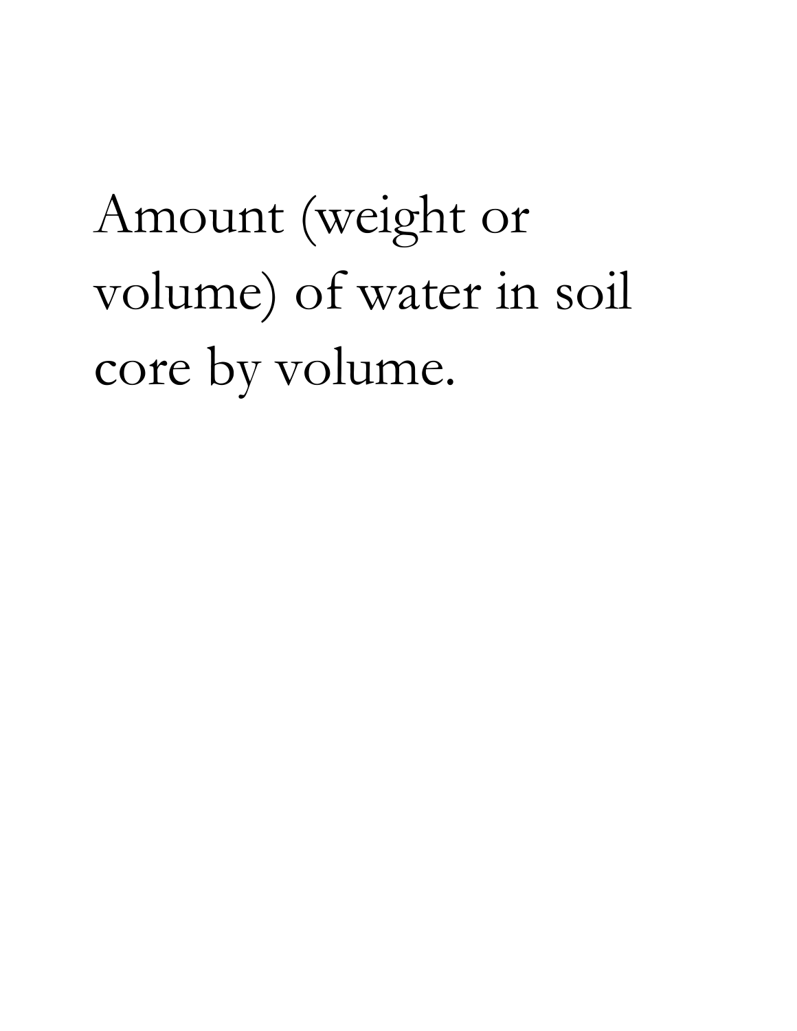Amount (weight or volume) of water in soil core by volume.